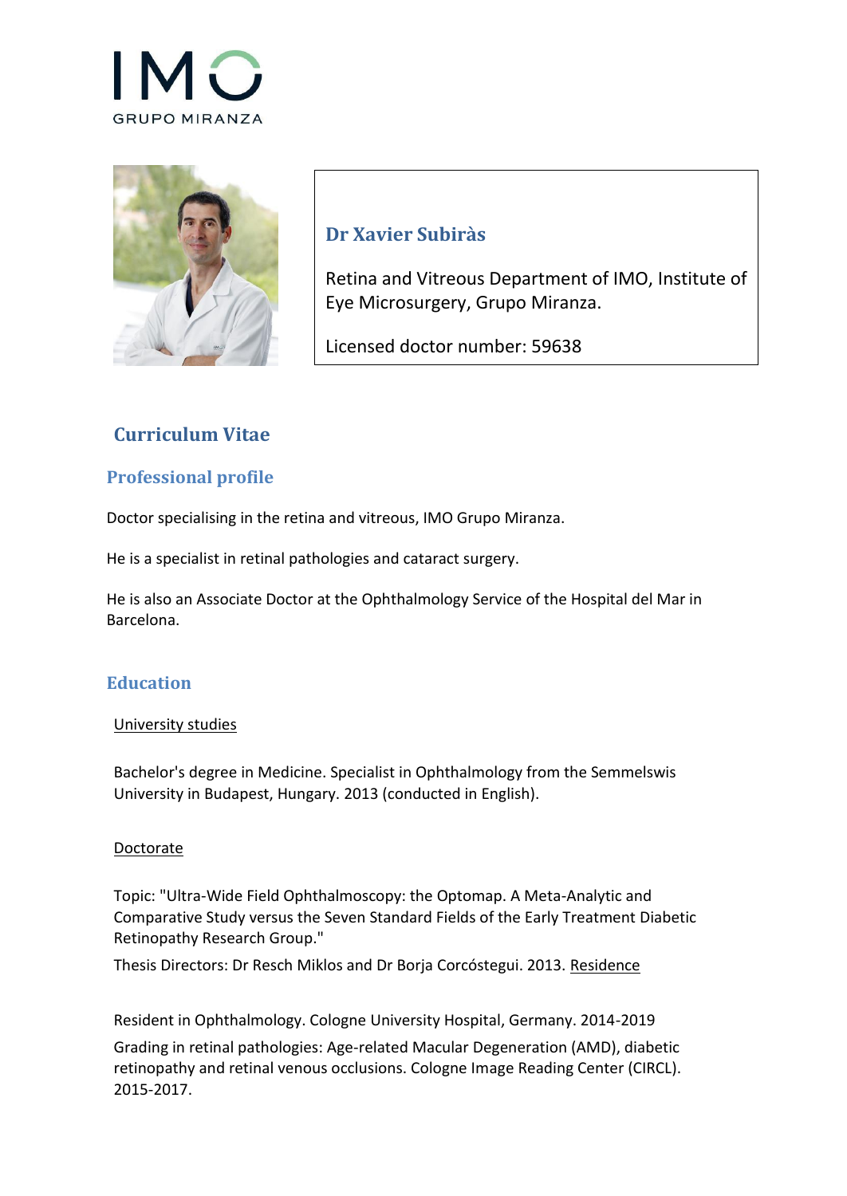IMO GRUPO MIRANZA

**Dr Xavier Subiràs**

Retina and Vitreous Department of IMO, Institute of Eye Microsurgery, Grupo Miranza.

Licensed doctor number: 59638

# Curriculum Vitae

## Professional profile

Doctor specialising in the retina and vitreous, IMO Grupo Miranza.

He is a specialist in retinal pathologies and cataract surgery.

He is also an Associate Doctor at the Ophthalmology Service of the Hospital del Mar in Barcelona.

## Education

### University studies

Bachelor's degree in Medicine. Specialist in Ophthalmology from the Semmelswis University in Budapest, Hungary. 2013 (conducted in English).

### Doctorate

Topic: "Ultra-Wide Field Ophthalmoscopy: the Optomap. A Meta-Analytic and Comparative Study versus the Seven Standard Fields of the Early Treatment Diabetic Retinopathy Research Group."

Thesis Directors: Dr Resch Miklos and Dr Borja Corcóstegui. 2013.

### Residence

Resident in Ophthalmology. Cologne University Hospital, Germany. 2014-2019

Grading in retinal pathologies: Age-related Macular Degeneration (AMD), diabetic retinopathy and retinal venous occlusions. Cologne Image Reading Center (CIRCL). 2015-2017.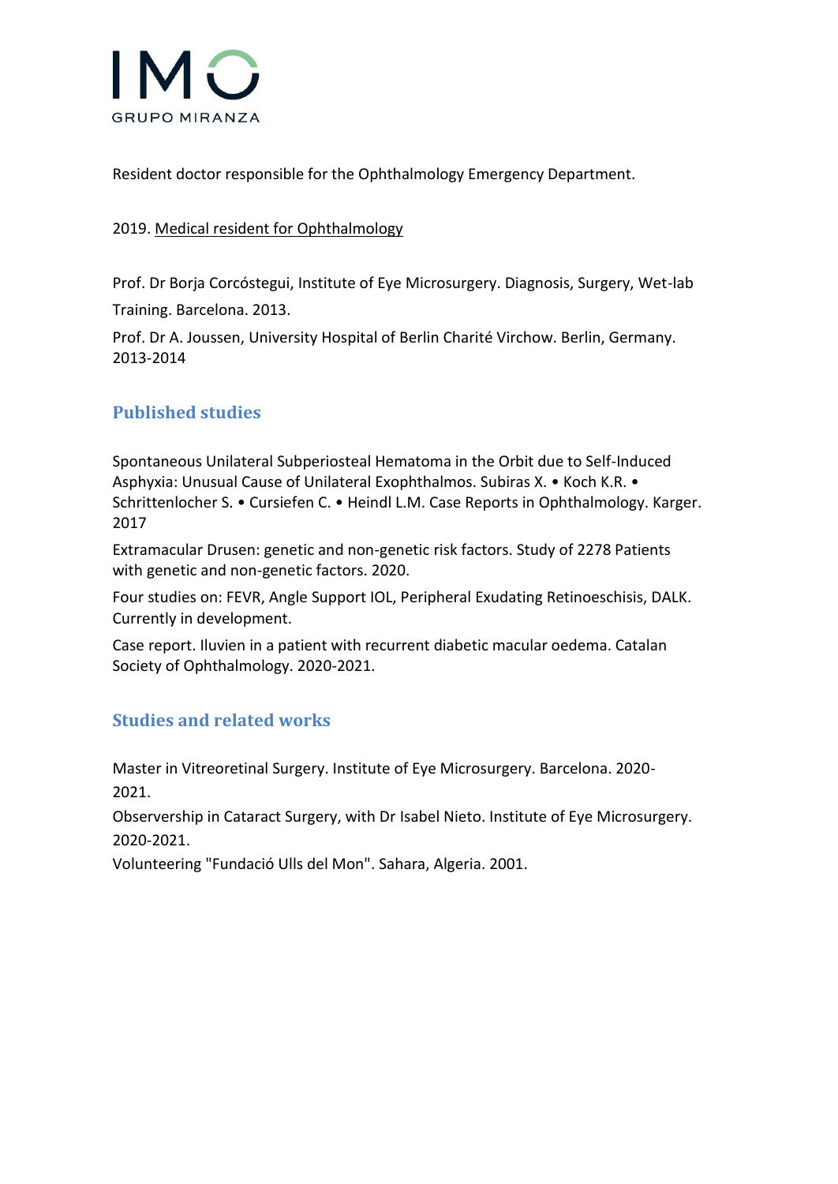Resident doctor responsible for the Ophthalmology Emergency Department.

2019. Medical resident for Ophthalmology

Prof. Dr Borja Corcóstegui, Institute of Eye Microsurgery. Diagnosis, Surgery, Wet-lab Training. Barcelona. 2013.

Prof. Dr A. Joussen, University Hospital of Berlin Charité Virchow. Berlin, Germany. 2013-2014

## Published studies

Spontaneous Unilateral Subperiosteal Hematoma in the Orbit due to Self-Induced Asphyxia: Unusual Cause of Unilateral Exophthalmos. Subiras X. • Koch K.R. • Schrittenlocher S. • Cursiefen C. • Heindl L.M. Case Reports in Ophthalmology. Karger. 2017

Extramacular Drusen: genetic and non-genetic risk factors. Study of 2278 Patients with genetic and non-genetic factors. 2020.

Four studies on: FEVR, Angle Support IOL, Peripheral Exudating Retinoeschisis, DALK. Currently in development.

Case report. Iluvien in a patient with recurrent diabetic macular oedema. Catalan Society of Ophthalmology. 2020-2021.

## Studies and related works

Master in Vitreoretinal Surgery. Institute of Eye Microsurgery. Barcelona. 2020-2021.

Observership in Cataract Surgery, with Dr Isabel Nieto. Institute of Eye Microsurgery. 2020-2021.

Volunteering "Fundació Ulls del Mon". Sahara, Algeria. 2001.